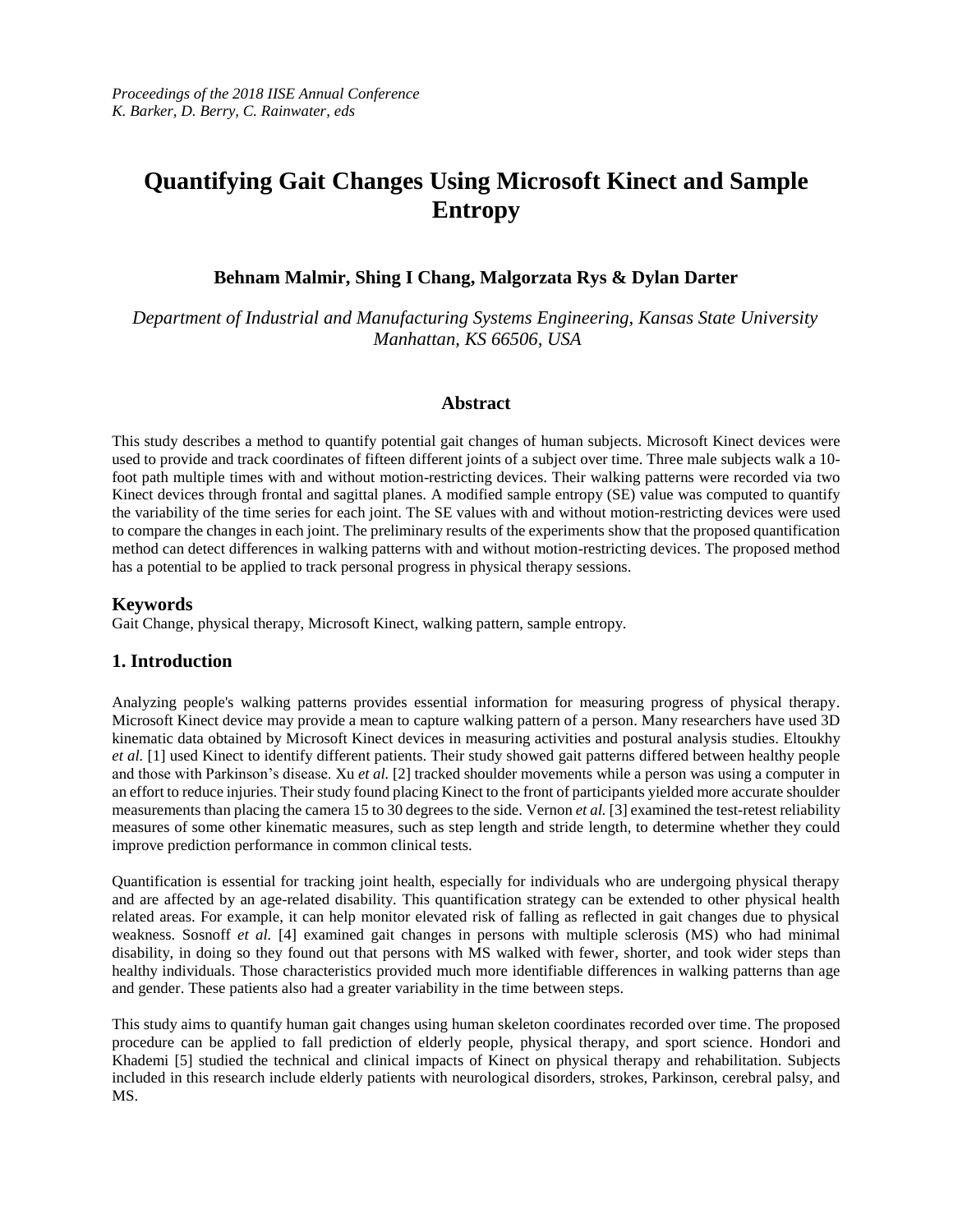*Proceedings of the 2018 IISE Annual Conference*
*K. Barker, D. Berry, C. Rainwater, eds*

# Quantifying Gait Changes Using Microsoft Kinect and Sample Entropy

**Behnam Malmir, Shing I Chang, Malgorzata Rys & Dylan Darter**

*Department of Industrial and Manufacturing Systems Engineering, Kansas State University Manhattan, KS 66506, USA*

### Abstract

This study describes a method to quantify potential gait changes of human subjects. Microsoft Kinect devices were used to provide and track coordinates of fifteen different joints of a subject over time. Three male subjects walk a 10-foot path multiple times with and without motion-restricting devices. Their walking patterns were recorded via two Kinect devices through frontal and sagittal planes. A modified sample entropy (SE) value was computed to quantify the variability of the time series for each joint. The SE values with and without motion-restricting devices were used to compare the changes in each joint. The preliminary results of the experiments show that the proposed quantification method can detect differences in walking patterns with and without motion-restricting devices. The proposed method has a potential to be applied to track personal progress in physical therapy sessions.

## Keywords

Gait Change, physical therapy, Microsoft Kinect, walking pattern, sample entropy.

## 1. Introduction

Analyzing people's walking patterns provides essential information for measuring progress of physical therapy. Microsoft Kinect device may provide a mean to capture walking pattern of a person. Many researchers have used 3D kinematic data obtained by Microsoft Kinect devices in measuring activities and postural analysis studies. Eltoukhy *et al.* [1] used Kinect to identify different patients. Their study showed gait patterns differed between healthy people and those with Parkinson's disease. Xu *et al.* [2] tracked shoulder movements while a person was using a computer in an effort to reduce injuries. Their study found placing Kinect to the front of participants yielded more accurate shoulder measurements than placing the camera 15 to 30 degrees to the side. Vernon *et al.* [3] examined the test-retest reliability measures of some other kinematic measures, such as step length and stride length, to determine whether they could improve prediction performance in common clinical tests.

Quantification is essential for tracking joint health, especially for individuals who are undergoing physical therapy and are affected by an age-related disability. This quantification strategy can be extended to other physical health related areas. For example, it can help monitor elevated risk of falling as reflected in gait changes due to physical weakness. Sosnoff *et al.* [4] examined gait changes in persons with multiple sclerosis (MS) who had minimal disability, in doing so they found out that persons with MS walked with fewer, shorter, and took wider steps than healthy individuals. Those characteristics provided much more identifiable differences in walking patterns than age and gender. These patients also had a greater variability in the time between steps.

This study aims to quantify human gait changes using human skeleton coordinates recorded over time. The proposed procedure can be applied to fall prediction of elderly people, physical therapy, and sport science. Hondori and Khademi [5] studied the technical and clinical impacts of Kinect on physical therapy and rehabilitation. Subjects included in this research include elderly patients with neurological disorders, strokes, Parkinson, cerebral palsy, and MS.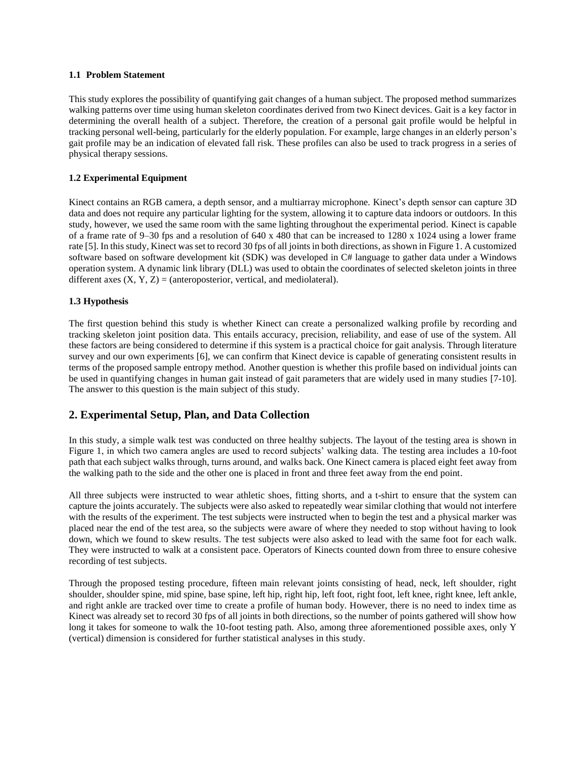### 1.1 Problem Statement

This study explores the possibility of quantifying gait changes of a human subject. The proposed method summarizes walking patterns over time using human skeleton coordinates derived from two Kinect devices. Gait is a key factor in determining the overall health of a subject. Therefore, the creation of a personal gait profile would be helpful in tracking personal well-being, particularly for the elderly population. For example, large changes in an elderly person's gait profile may be an indication of elevated fall risk. These profiles can also be used to track progress in a series of physical therapy sessions.

### 1.2 Experimental Equipment

Kinect contains an RGB camera, a depth sensor, and a multiarray microphone. Kinect's depth sensor can capture 3D data and does not require any particular lighting for the system, allowing it to capture data indoors or outdoors. In this study, however, we used the same room with the same lighting throughout the experimental period. Kinect is capable of a frame rate of 9–30 fps and a resolution of 640 x 480 that can be increased to 1280 x 1024 using a lower frame rate [5]. In this study, Kinect was set to record 30 fps of all joints in both directions, as shown in Figure 1. A customized software based on software development kit (SDK) was developed in C# language to gather data under a Windows operation system. A dynamic link library (DLL) was used to obtain the coordinates of selected skeleton joints in three different axes (X, Y, Z) = (anteroposterior, vertical, and mediolateral).

### 1.3 Hypothesis

The first question behind this study is whether Kinect can create a personalized walking profile by recording and tracking skeleton joint position data. This entails accuracy, precision, reliability, and ease of use of the system. All these factors are being considered to determine if this system is a practical choice for gait analysis. Through literature survey and our own experiments [6], we can confirm that Kinect device is capable of generating consistent results in terms of the proposed sample entropy method. Another question is whether this profile based on individual joints can be used in quantifying changes in human gait instead of gait parameters that are widely used in many studies [7-10]. The answer to this question is the main subject of this study.

## 2. Experimental Setup, Plan, and Data Collection

In this study, a simple walk test was conducted on three healthy subjects. The layout of the testing area is shown in Figure 1, in which two camera angles are used to record subjects' walking data. The testing area includes a 10-foot path that each subject walks through, turns around, and walks back. One Kinect camera is placed eight feet away from the walking path to the side and the other one is placed in front and three feet away from the end point.

All three subjects were instructed to wear athletic shoes, fitting shorts, and a t-shirt to ensure that the system can capture the joints accurately. The subjects were also asked to repeatedly wear similar clothing that would not interfere with the results of the experiment. The test subjects were instructed when to begin the test and a physical marker was placed near the end of the test area, so the subjects were aware of where they needed to stop without having to look down, which we found to skew results. The test subjects were also asked to lead with the same foot for each walk. They were instructed to walk at a consistent pace. Operators of Kinects counted down from three to ensure cohesive recording of test subjects.

Through the proposed testing procedure, fifteen main relevant joints consisting of head, neck, left shoulder, right shoulder, shoulder spine, mid spine, base spine, left hip, right hip, left foot, right foot, left knee, right knee, left ankle, and right ankle are tracked over time to create a profile of human body. However, there is no need to index time as Kinect was already set to record 30 fps of all joints in both directions, so the number of points gathered will show how long it takes for someone to walk the 10-foot testing path. Also, among three aforementioned possible axes, only Y (vertical) dimension is considered for further statistical analyses in this study.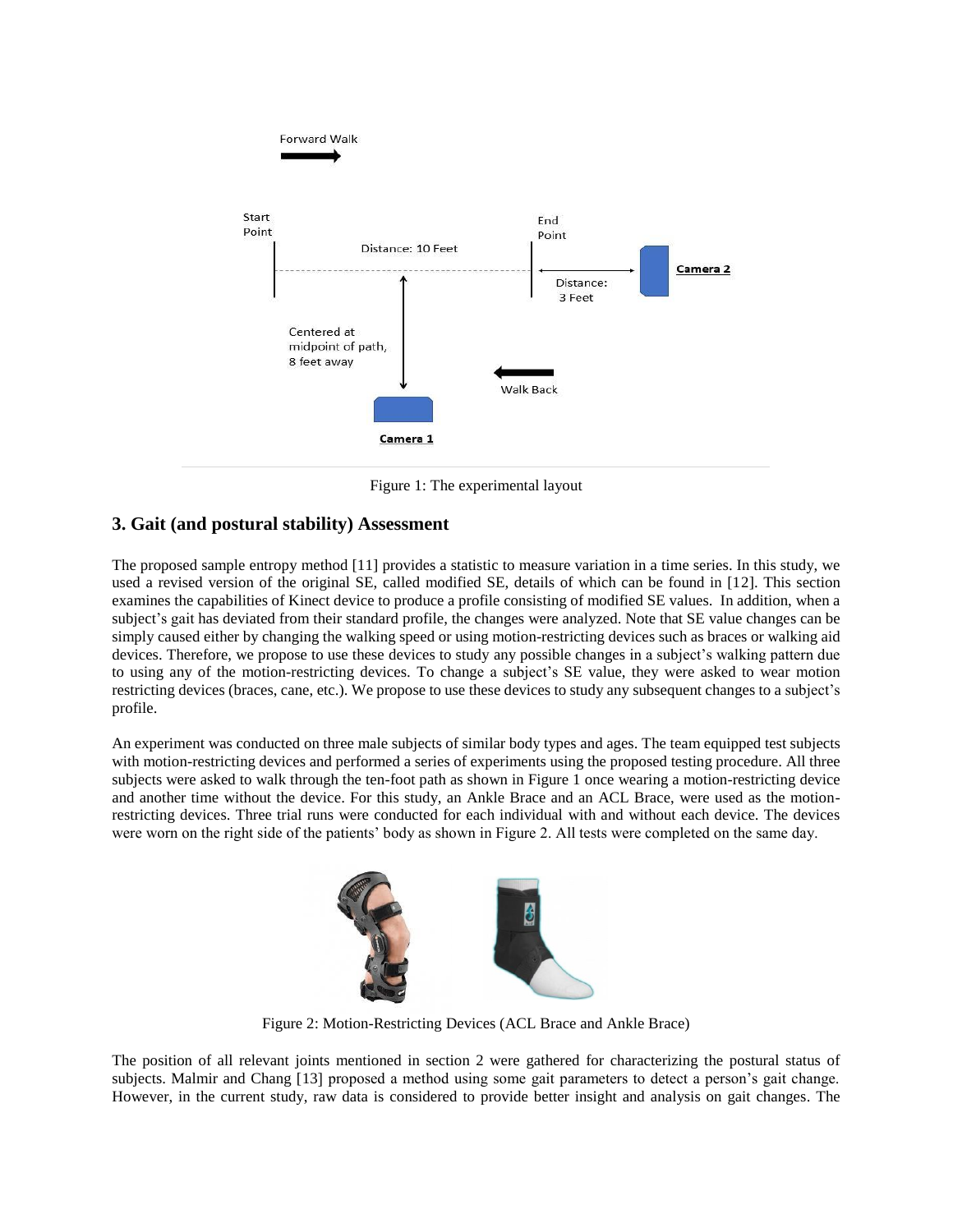Figure 1: The experimental layout

## 3. Gait (and postural stability) Assessment

The proposed sample entropy method [11] provides a statistic to measure variation in a time series. In this study, we used a revised version of the original SE, called modified SE, details of which can be found in [12]. This section examines the capabilities of Kinect device to produce a profile consisting of modified SE values. In addition, when a subject's gait has deviated from their standard profile, the changes were analyzed. Note that SE value changes can be simply caused either by changing the walking speed or using motion-restricting devices such as braces or walking aid devices. Therefore, we propose to use these devices to study any possible changes in a subject's walking pattern due to using any of the motion-restricting devices. To change a subject's SE value, they were asked to wear motion restricting devices (braces, cane, etc.). We propose to use these devices to study any subsequent changes to a subject's profile.

An experiment was conducted on three male subjects of similar body types and ages. The team equipped test subjects with motion-restricting devices and performed a series of experiments using the proposed testing procedure. All three subjects were asked to walk through the ten-foot path as shown in Figure 1 once wearing a motion-restricting device and another time without the device. For this study, an Ankle Brace and an ACL Brace, were used as the motion-restricting devices. Three trial runs were conducted for each individual with and without each device. The devices were worn on the right side of the patients' body as shown in Figure 2. All tests were completed on the same day.

Figure 2: Motion-Restricting Devices (ACL Brace and Ankle Brace)

The position of all relevant joints mentioned in section 2 were gathered for characterizing the postural status of subjects. Malmir and Chang [13] proposed a method using some gait parameters to detect a person's gait change. However, in the current study, raw data is considered to provide better insight and analysis on gait changes. The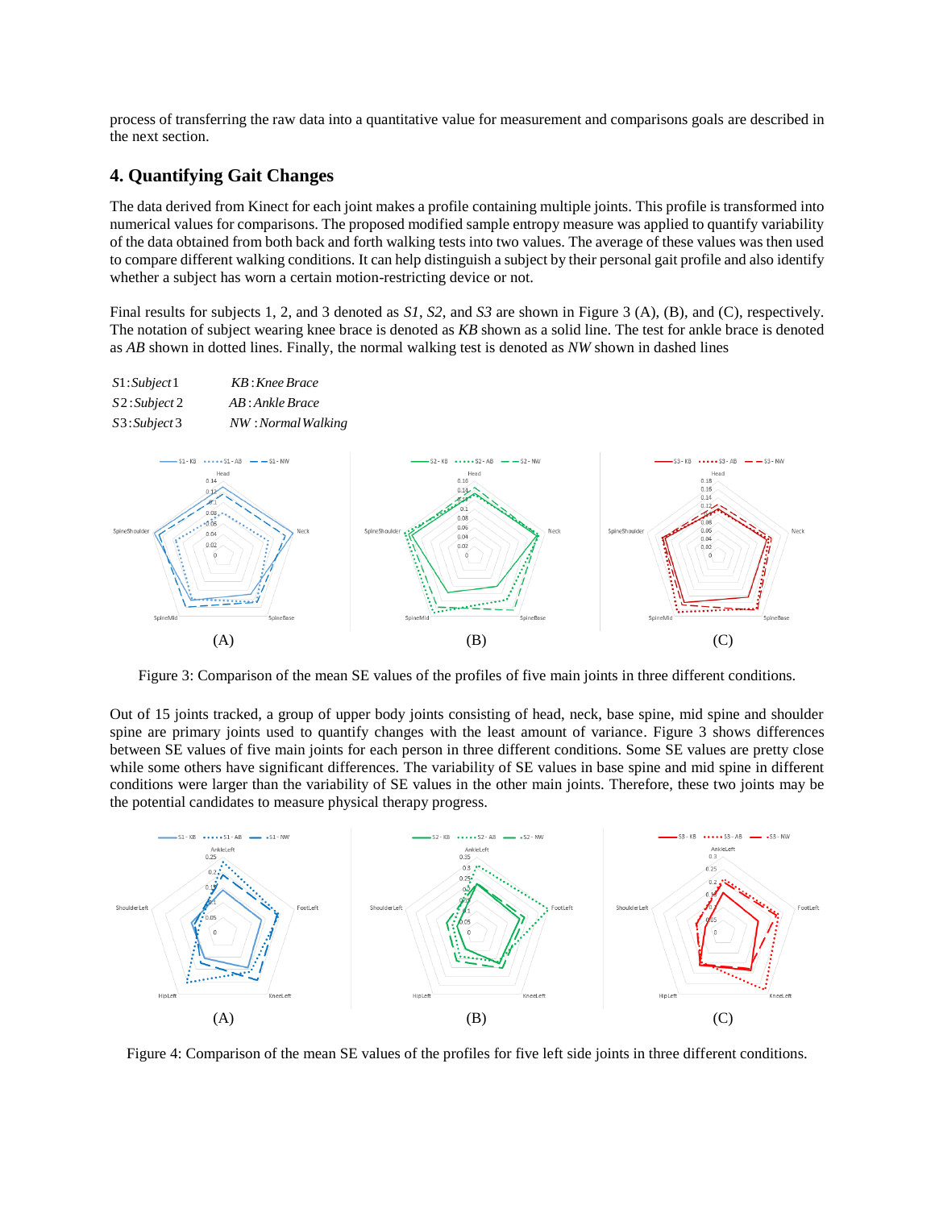process of transferring the raw data into a quantitative value for measurement and comparisons goals are described in the next section.

## 4. Quantifying Gait Changes

The data derived from Kinect for each joint makes a profile containing multiple joints. This profile is transformed into numerical values for comparisons. The proposed modified sample entropy measure was applied to quantify variability of the data obtained from both back and forth walking tests into two values. The average of these values was then used to compare different walking conditions. It can help distinguish a subject by their personal gait profile and also identify whether a subject has worn a certain motion-restricting device or not.

Final results for subjects 1, 2, and 3 denoted as *S1*, *S2*, and *S3* are shown in Figure 3 (A), (B), and (C), respectively. The notation of subject wearing knee brace is denoted as *KB* shown as a solid line. The test for ankle brace is denoted as *AB* shown in dotted lines. Finally, the normal walking test is denoted as *NW* shown in dashed lines

$S1 : Subject 1 \quad KB : Knee\ Brace$
$S2 : Subject 2 \quad AB : Ankle\ Brace$
$S3 : Subject 3 \quad NW : Normal\ Walking$

Figure 3: Comparison of the mean SE values of the profiles of five main joints in three different conditions.

Out of 15 joints tracked, a group of upper body joints consisting of head, neck, base spine, mid spine and shoulder spine are primary joints used to quantify changes with the least amount of variance. Figure 3 shows differences between SE values of five main joints for each person in three different conditions. Some SE values are pretty close while some others have significant differences. The variability of SE values in base spine and mid spine in different conditions were larger than the variability of SE values in the other main joints. Therefore, these two joints may be the potential candidates to measure physical therapy progress.

Figure 4: Comparison of the mean SE values of the profiles for five left side joints in three different conditions.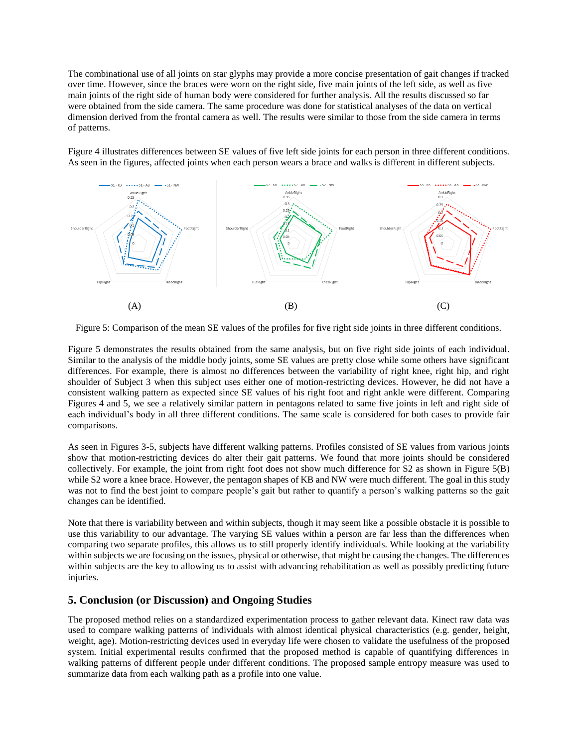The combinational use of all joints on star glyphs may provide a more concise presentation of gait changes if tracked over time. However, since the braces were worn on the right side, five main joints of the left side, as well as five main joints of the right side of human body were considered for further analysis. All the results discussed so far were obtained from the side camera. The same procedure was done for statistical analyses of the data on vertical dimension derived from the frontal camera as well. The results were similar to those from the side camera in terms of patterns.

Figure 4 illustrates differences between SE values of five left side joints for each person in three different conditions. As seen in the figures, affected joints when each person wears a brace and walks is different in different subjects.

(A) (B) (C)

Figure 5: Comparison of the mean SE values of the profiles for five right side joints in three different conditions.

Figure 5 demonstrates the results obtained from the same analysis, but on five right side joints of each individual. Similar to the analysis of the middle body joints, some SE values are pretty close while some others have significant differences. For example, there is almost no differences between the variability of right knee, right hip, and right shoulder of Subject 3 when this subject uses either one of motion-restricting devices. However, he did not have a consistent walking pattern as expected since SE values of his right foot and right ankle were different. Comparing Figures 4 and 5, we see a relatively similar pattern in pentagons related to same five joints in left and right side of each individual's body in all three different conditions. The same scale is considered for both cases to provide fair comparisons.

As seen in Figures 3-5, subjects have different walking patterns. Profiles consisted of SE values from various joints show that motion-restricting devices do alter their gait patterns. We found that more joints should be considered collectively. For example, the joint from right foot does not show much difference for S2 as shown in Figure 5(B) while S2 wore a knee brace. However, the pentagon shapes of KB and NW were much different. The goal in this study was not to find the best joint to compare people's gait but rather to quantify a person's walking patterns so the gait changes can be identified.

Note that there is variability between and within subjects, though it may seem like a possible obstacle it is possible to use this variability to our advantage. The varying SE values within a person are far less than the differences when comparing two separate profiles, this allows us to still properly identify individuals. While looking at the variability within subjects we are focusing on the issues, physical or otherwise, that might be causing the changes. The differences within subjects are the key to allowing us to assist with advancing rehabilitation as well as possibly predicting future injuries.

## 5. Conclusion (or Discussion) and Ongoing Studies

The proposed method relies on a standardized experimentation process to gather relevant data. Kinect raw data was used to compare walking patterns of individuals with almost identical physical characteristics (e.g. gender, height, weight, age). Motion-restricting devices used in everyday life were chosen to validate the usefulness of the proposed system. Initial experimental results confirmed that the proposed method is capable of quantifying differences in walking patterns of different people under different conditions. The proposed sample entropy measure was used to summarize data from each walking path as a profile into one value.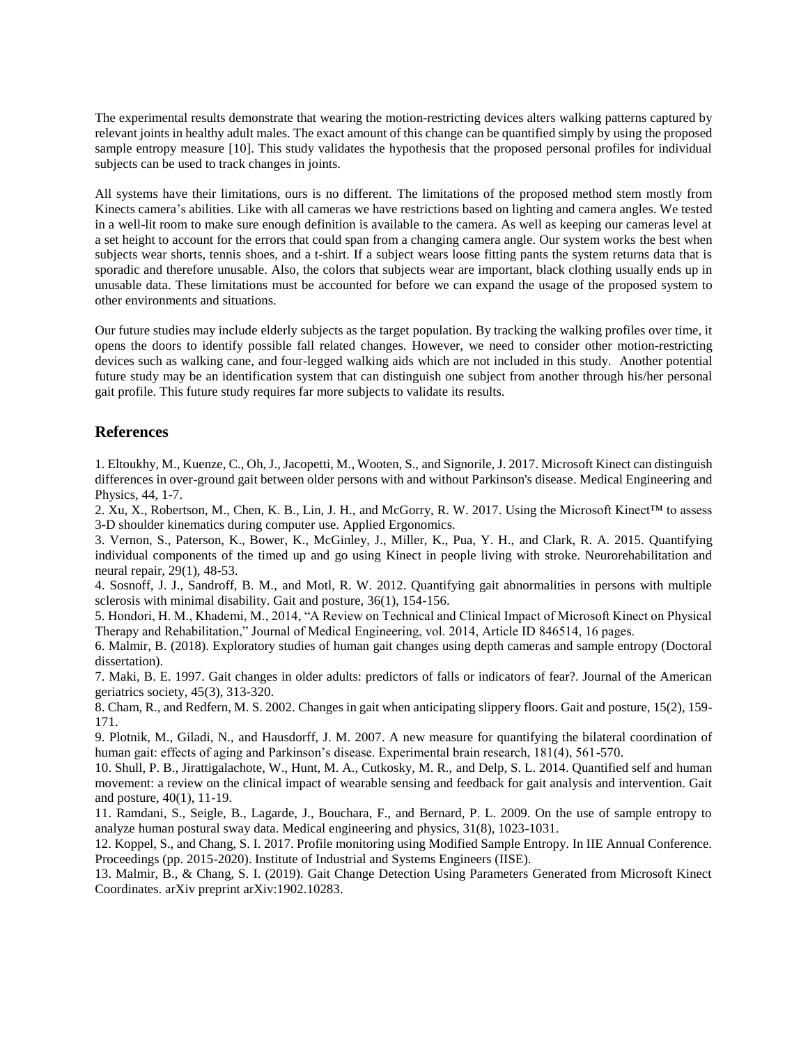The experimental results demonstrate that wearing the motion-restricting devices alters walking patterns captured by relevant joints in healthy adult males. The exact amount of this change can be quantified simply by using the proposed sample entropy measure [10]. This study validates the hypothesis that the proposed personal profiles for individual subjects can be used to track changes in joints.

All systems have their limitations, ours is no different. The limitations of the proposed method stem mostly from Kinects camera's abilities. Like with all cameras we have restrictions based on lighting and camera angles. We tested in a well-lit room to make sure enough definition is available to the camera. As well as keeping our cameras level at a set height to account for the errors that could span from a changing camera angle. Our system works the best when subjects wear shorts, tennis shoes, and a t-shirt. If a subject wears loose fitting pants the system returns data that is sporadic and therefore unusable. Also, the colors that subjects wear are important, black clothing usually ends up in unusable data. These limitations must be accounted for before we can expand the usage of the proposed system to other environments and situations.

Our future studies may include elderly subjects as the target population. By tracking the walking profiles over time, it opens the doors to identify possible fall related changes. However, we need to consider other motion-restricting devices such as walking cane, and four-legged walking aids which are not included in this study. Another potential future study may be an identification system that can distinguish one subject from another through his/her personal gait profile. This future study requires far more subjects to validate its results.

## References

1. Eltoukhy, M., Kuenze, C., Oh, J., Jacopetti, M., Wooten, S., and Signorile, J. 2017. Microsoft Kinect can distinguish differences in over-ground gait between older persons with and without Parkinson's disease. Medical Engineering and Physics, 44, 1-7.
2. Xu, X., Robertson, M., Chen, K. B., Lin, J. H., and McGorry, R. W. 2017. Using the Microsoft Kinect™ to assess 3-D shoulder kinematics during computer use. Applied Ergonomics.
3. Vernon, S., Paterson, K., Bower, K., McGinley, J., Miller, K., Pua, Y. H., and Clark, R. A. 2015. Quantifying individual components of the timed up and go using Kinect in people living with stroke. Neurorehabilitation and neural repair, 29(1), 48-53.
4. Sosnoff, J. J., Sandroff, B. M., and Motl, R. W. 2012. Quantifying gait abnormalities in persons with multiple sclerosis with minimal disability. Gait and posture, 36(1), 154-156.
5. Hondori, H. M., Khademi, M., 2014, "A Review on Technical and Clinical Impact of Microsoft Kinect on Physical Therapy and Rehabilitation," Journal of Medical Engineering, vol. 2014, Article ID 846514, 16 pages.
6. Malmir, B. (2018). Exploratory studies of human gait changes using depth cameras and sample entropy (Doctoral dissertation).
7. Maki, B. E. 1997. Gait changes in older adults: predictors of falls or indicators of fear?. Journal of the American geriatrics society, 45(3), 313-320.
8. Cham, R., and Redfern, M. S. 2002. Changes in gait when anticipating slippery floors. Gait and posture, 15(2), 159-171.
9. Plotnik, M., Giladi, N., and Hausdorff, J. M. 2007. A new measure for quantifying the bilateral coordination of human gait: effects of aging and Parkinson's disease. Experimental brain research, 181(4), 561-570.
10. Shull, P. B., Jirattigalachote, W., Hunt, M. A., Cutkosky, M. R., and Delp, S. L. 2014. Quantified self and human movement: a review on the clinical impact of wearable sensing and feedback for gait analysis and intervention. Gait and posture, 40(1), 11-19.
11. Ramdani, S., Seigle, B., Lagarde, J., Bouchara, F., and Bernard, P. L. 2009. On the use of sample entropy to analyze human postural sway data. Medical engineering and physics, 31(8), 1023-1031.
12. Koppel, S., and Chang, S. I. 2017. Profile monitoring using Modified Sample Entropy. In IIE Annual Conference. Proceedings (pp. 2015-2020). Institute of Industrial and Systems Engineers (IISE).
13. Malmir, B., & Chang, S. I. (2019). Gait Change Detection Using Parameters Generated from Microsoft Kinect Coordinates. arXiv preprint arXiv:1902.10283.